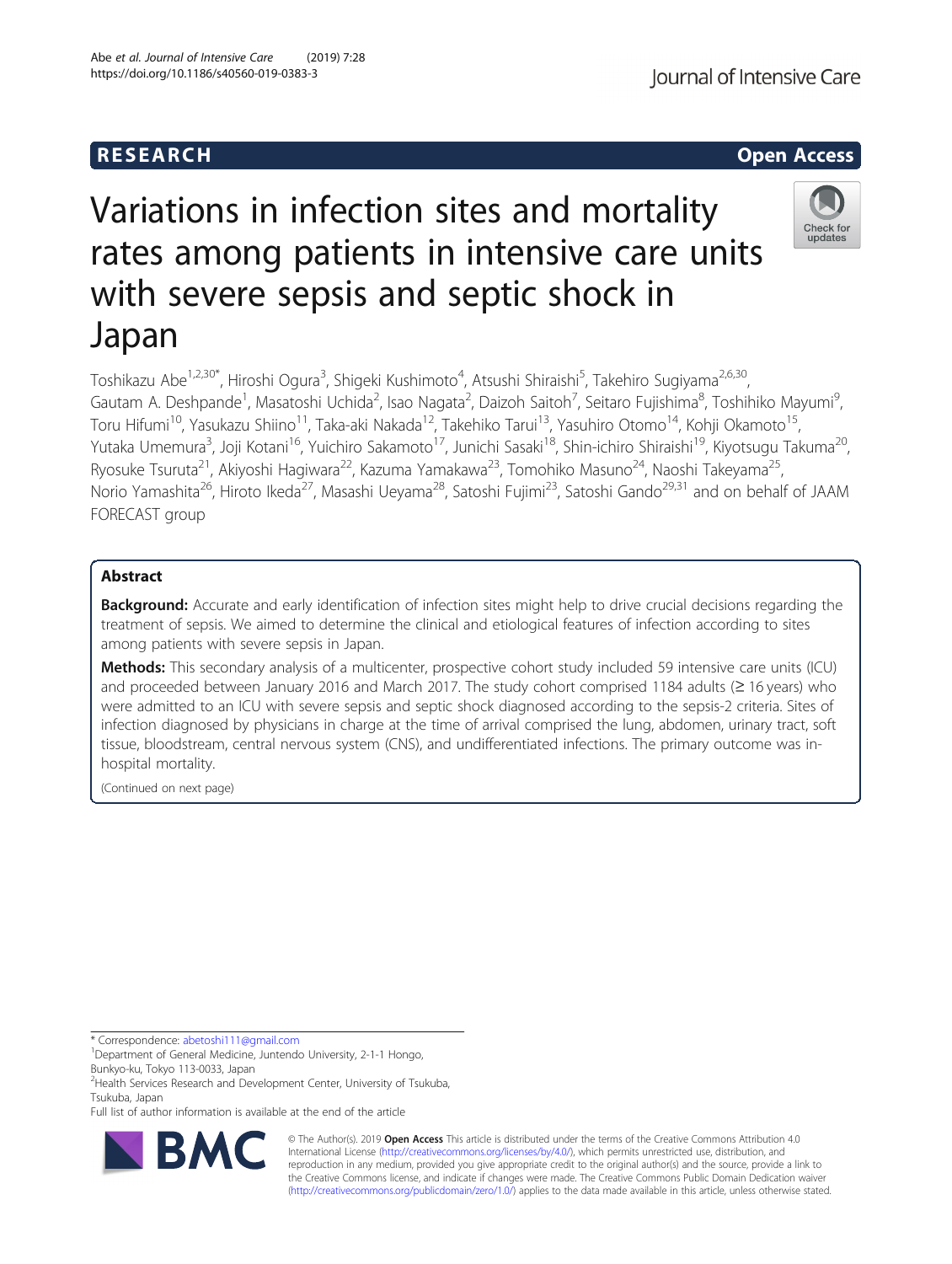RESEARCH

Open Access

# Variations in infection sites and mortality rates among patients in intensive care units with severe sepsis and septic shock in Japan

Toshikazu Abe[1,2,30*], Hiroshi Ogura[3], Shigeki Kushimoto[4], Atsushi Shiraishi[5], Takehiro Sugiyama[2,6,30], Gautam A. Deshpande[1], Masatoshi Uchida[2], Isao Nagata[2], Daizoh Saitoh[7], Seitaro Fujishima[8], Toshihiko Mayumi[9], Toru Hifumi[10], Yasukazu Shiino[11], Taka-aki Nakada[12], Takehiko Tarui[13], Yasuhiro Otomo[14], Kohji Okamoto[15], Yutaka Umemura[3], Joji Kotani[16], Yuichiro Sakamoto[17], Junichi Sasaki[18], Shin-ichiro Shiraishi[19], Kiyotsugu Takuma[20], Ryosuke Tsuruta[21], Akiyoshi Hagiwara[22], Kazuma Yamakawa[23], Tomohiko Masuno[24], Naoshi Takeyama[25], Norio Yamashita[26], Hiroto Ikeda[27], Masashi Ueyama[28], Satoshi Fujimi[23], Satoshi Gando[29,31] and on behalf of JAAM FORECAST group

## Abstract

**Background:** Accurate and early identification of infection sites might help to drive crucial decisions regarding the treatment of sepsis. We aimed to determine the clinical and etiological features of infection according to sites among patients with severe sepsis in Japan.

**Methods:** This secondary analysis of a multicenter, prospective cohort study included 59 intensive care units (ICU) and proceeded between January 2016 and March 2017. The study cohort comprised 1184 adults (≥ 16 years) who were admitted to an ICU with severe sepsis and septic shock diagnosed according to the sepsis-2 criteria. Sites of infection diagnosed by physicians in charge at the time of arrival comprised the lung, abdomen, urinary tract, soft tissue, bloodstream, central nervous system (CNS), and undifferentiated infections. The primary outcome was in-hospital mortality.

(Continued on next page)

* Correspondence: abetoshi111@gmail.com
[1]Department of General Medicine, Juntendo University, 2-1-1 Hongo, Bunkyo-ku, Tokyo 113-0033, Japan
[2]Health Services Research and Development Center, University of Tsukuba, Tsukuba, Japan
Full list of author information is available at the end of the article

© The Author(s). 2019 **Open Access** This article is distributed under the terms of the Creative Commons Attribution 4.0 International License (http://creativecommons.org/licenses/by/4.0/), which permits unrestricted use, distribution, and reproduction in any medium, provided you give appropriate credit to the original author(s) and the source, provide a link to the Creative Commons license, and indicate if changes were made. The Creative Commons Public Domain Dedication waiver (http://creativecommons.org/publicdomain/zero/1.0/) applies to the data made available in this article, unless otherwise stated.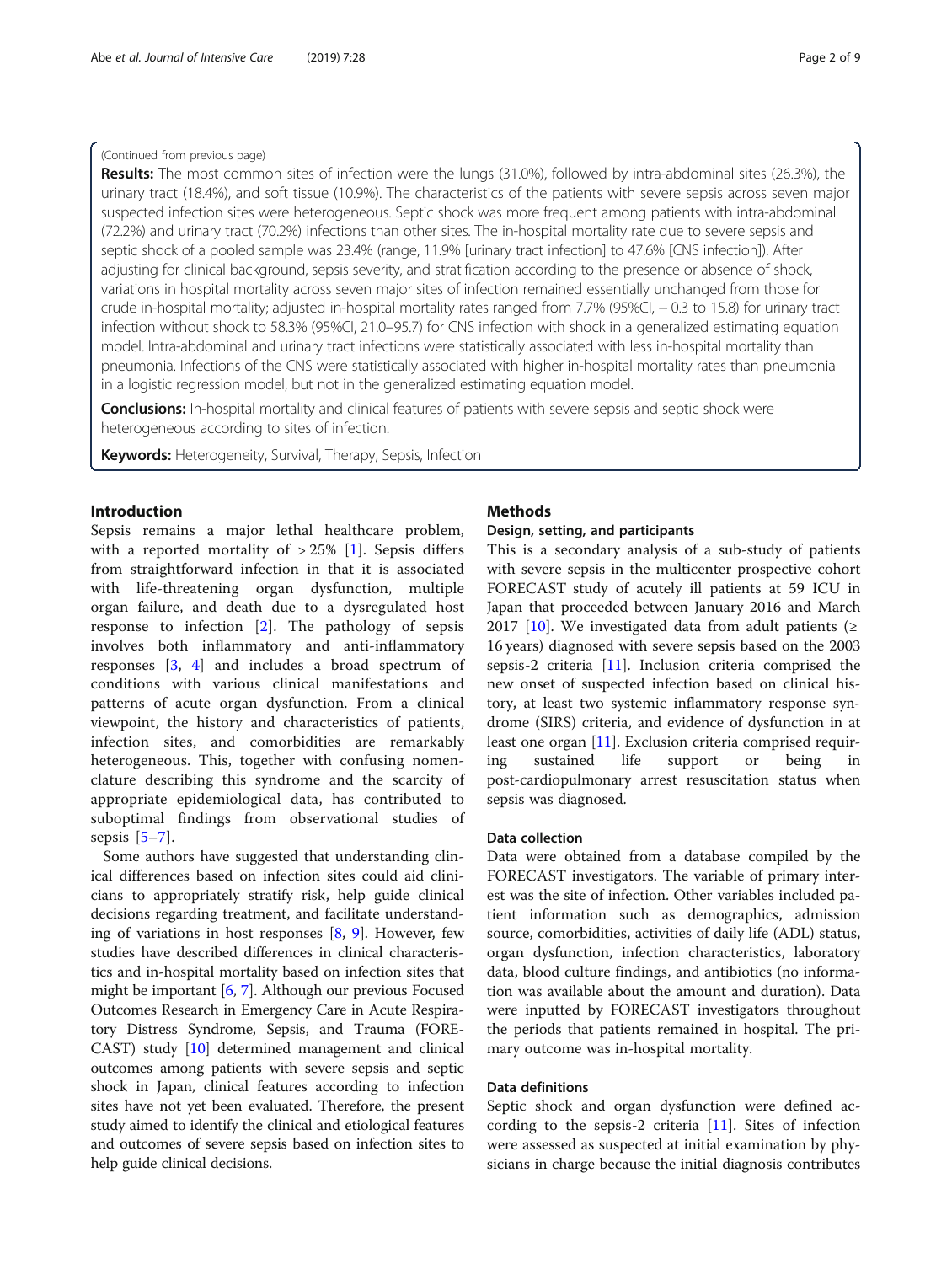(Continued from previous page)

**Results:** The most common sites of infection were the lungs (31.0%), followed by intra-abdominal sites (26.3%), the urinary tract (18.4%), and soft tissue (10.9%). The characteristics of the patients with severe sepsis across seven major suspected infection sites were heterogeneous. Septic shock was more frequent among patients with intra-abdominal (72.2%) and urinary tract (70.2%) infections than other sites. The in-hospital mortality rate due to severe sepsis and septic shock of a pooled sample was 23.4% (range, 11.9% [urinary tract infection] to 47.6% [CNS infection]). After adjusting for clinical background, sepsis severity, and stratification according to the presence or absence of shock, variations in hospital mortality across seven major sites of infection remained essentially unchanged from those for crude in-hospital mortality; adjusted in-hospital mortality rates ranged from 7.7% (95%CI, − 0.3 to 15.8) for urinary tract infection without shock to 58.3% (95%CI, 21.0–95.7) for CNS infection with shock in a generalized estimating equation model. Intra-abdominal and urinary tract infections were statistically associated with less in-hospital mortality than pneumonia. Infections of the CNS were statistically associated with higher in-hospital mortality rates than pneumonia in a logistic regression model, but not in the generalized estimating equation model.

**Conclusions:** In-hospital mortality and clinical features of patients with severe sepsis and septic shock were heterogeneous according to sites of infection.

**Keywords:** Heterogeneity, Survival, Therapy, Sepsis, Infection

## Introduction

Sepsis remains a major lethal healthcare problem, with a reported mortality of > 25% [1]. Sepsis differs from straightforward infection in that it is associated with life-threatening organ dysfunction, multiple organ failure, and death due to a dysregulated host response to infection [2]. The pathology of sepsis involves both inflammatory and anti-inflammatory responses [3, 4] and includes a broad spectrum of conditions with various clinical manifestations and patterns of acute organ dysfunction. From a clinical viewpoint, the history and characteristics of patients, infection sites, and comorbidities are remarkably heterogeneous. This, together with confusing nomenclature describing this syndrome and the scarcity of appropriate epidemiological data, has contributed to suboptimal findings from observational studies of sepsis [5–7].

Some authors have suggested that understanding clinical differences based on infection sites could aid clinicians to appropriately stratify risk, help guide clinical decisions regarding treatment, and facilitate understanding of variations in host responses [8, 9]. However, few studies have described differences in clinical characteristics and in-hospital mortality based on infection sites that might be important [6, 7]. Although our previous Focused Outcomes Research in Emergency Care in Acute Respiratory Distress Syndrome, Sepsis, and Trauma (FORECAST) study [10] determined management and clinical outcomes among patients with severe sepsis and septic shock in Japan, clinical features according to infection sites have not yet been evaluated. Therefore, the present study aimed to identify the clinical and etiological features and outcomes of severe sepsis based on infection sites to help guide clinical decisions.

## Methods

### Design, setting, and participants

This is a secondary analysis of a sub-study of patients with severe sepsis in the multicenter prospective cohort FORECAST study of acutely ill patients at 59 ICU in Japan that proceeded between January 2016 and March 2017 [10]. We investigated data from adult patients (≥ 16 years) diagnosed with severe sepsis based on the 2003 sepsis-2 criteria [11]. Inclusion criteria comprised the new onset of suspected infection based on clinical history, at least two systemic inflammatory response syndrome (SIRS) criteria, and evidence of dysfunction in at least one organ [11]. Exclusion criteria comprised requiring sustained life support or being in post-cardiopulmonary arrest resuscitation status when sepsis was diagnosed.

### Data collection

Data were obtained from a database compiled by the FORECAST investigators. The variable of primary interest was the site of infection. Other variables included patient information such as demographics, admission source, comorbidities, activities of daily life (ADL) status, organ dysfunction, infection characteristics, laboratory data, blood culture findings, and antibiotics (no information was available about the amount and duration). Data were inputted by FORECAST investigators throughout the periods that patients remained in hospital. The primary outcome was in-hospital mortality.

### Data definitions

Septic shock and organ dysfunction were defined according to the sepsis-2 criteria [11]. Sites of infection were assessed as suspected at initial examination by physicians in charge because the initial diagnosis contributes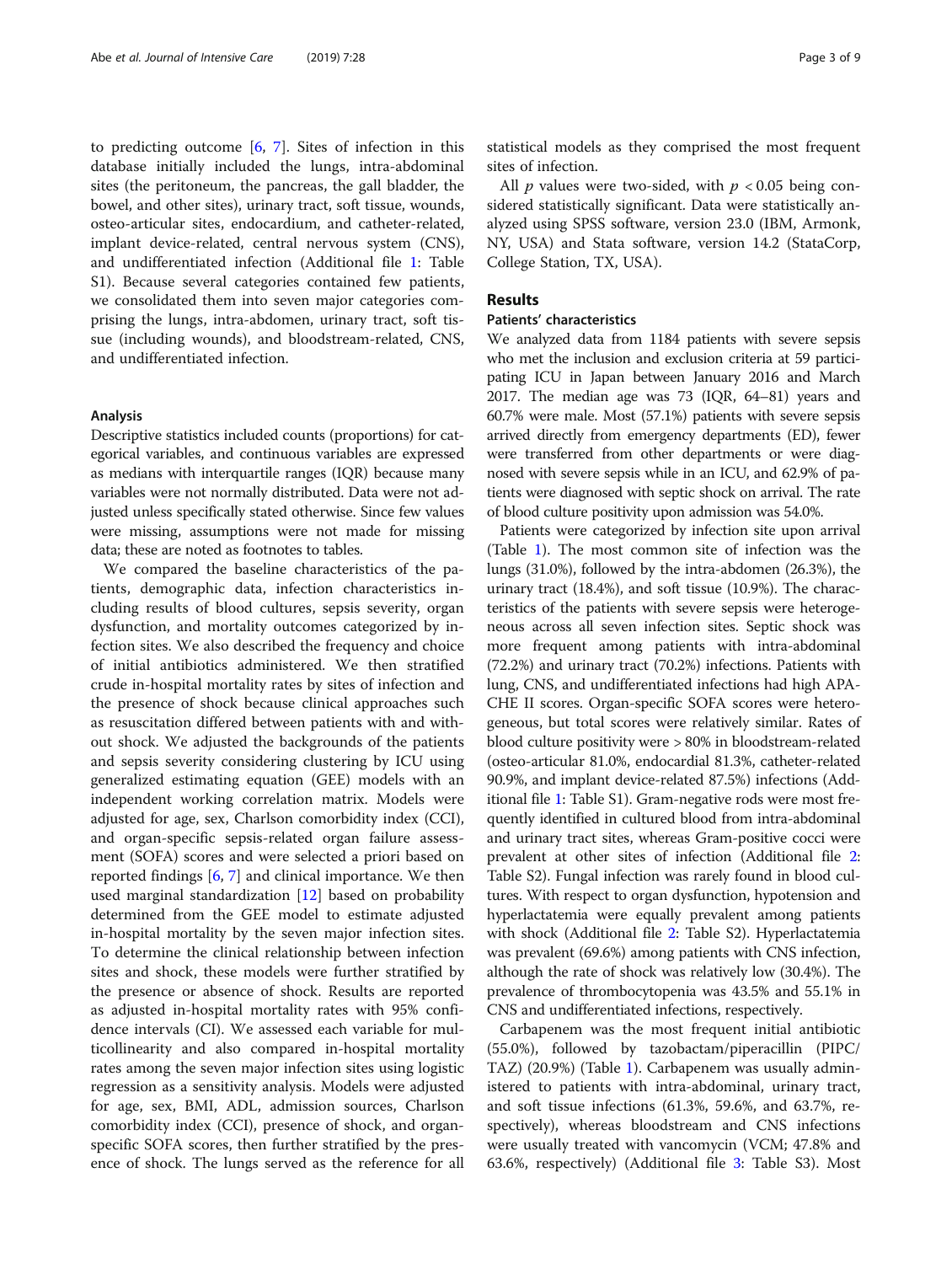to predicting outcome [6, 7]. Sites of infection in this database initially included the lungs, intra-abdominal sites (the peritoneum, the pancreas, the gall bladder, the bowel, and other sites), urinary tract, soft tissue, wounds, osteo-articular sites, endocardium, and catheter-related, implant device-related, central nervous system (CNS), and undifferentiated infection (Additional file 1: Table S1). Because several categories contained few patients, we consolidated them into seven major categories comprising the lungs, intra-abdomen, urinary tract, soft tissue (including wounds), and bloodstream-related, CNS, and undifferentiated infection.

### Analysis

Descriptive statistics included counts (proportions) for categorical variables, and continuous variables are expressed as medians with interquartile ranges (IQR) because many variables were not normally distributed. Data were not adjusted unless specifically stated otherwise. Since few values were missing, assumptions were not made for missing data; these are noted as footnotes to tables.

We compared the baseline characteristics of the patients, demographic data, infection characteristics including results of blood cultures, sepsis severity, organ dysfunction, and mortality outcomes categorized by infection sites. We also described the frequency and choice of initial antibiotics administered. We then stratified crude in-hospital mortality rates by sites of infection and the presence of shock because clinical approaches such as resuscitation differed between patients with and without shock. We adjusted the backgrounds of the patients and sepsis severity considering clustering by ICU using generalized estimating equation (GEE) models with an independent working correlation matrix. Models were adjusted for age, sex, Charlson comorbidity index (CCI), and organ-specific sepsis-related organ failure assessment (SOFA) scores and were selected a priori based on reported findings [6, 7] and clinical importance. We then used marginal standardization [12] based on probability determined from the GEE model to estimate adjusted in-hospital mortality by the seven major infection sites. To determine the clinical relationship between infection sites and shock, these models were further stratified by the presence or absence of shock. Results are reported as adjusted in-hospital mortality rates with 95% confidence intervals (CI). We assessed each variable for multicollinearity and also compared in-hospital mortality rates among the seven major infection sites using logistic regression as a sensitivity analysis. Models were adjusted for age, sex, BMI, ADL, admission sources, Charlson comorbidity index (CCI), presence of shock, and organ-specific SOFA scores, then further stratified by the presence of shock. The lungs served as the reference for all statistical models as they comprised the most frequent sites of infection.

All $p$ values were two-sided, with $p < 0.05$ being considered statistically significant. Data were statistically analyzed using SPSS software, version 23.0 (IBM, Armonk, NY, USA) and Stata software, version 14.2 (StataCorp, College Station, TX, USA).

## Results

### Patients' characteristics

We analyzed data from 1184 patients with severe sepsis who met the inclusion and exclusion criteria at 59 participating ICU in Japan between January 2016 and March 2017. The median age was 73 (IQR, 64–81) years and 60.7% were male. Most (57.1%) patients with severe sepsis arrived directly from emergency departments (ED), fewer were transferred from other departments or were diagnosed with severe sepsis while in an ICU, and 62.9% of patients were diagnosed with septic shock on arrival. The rate of blood culture positivity upon admission was 54.0%.

Patients were categorized by infection site upon arrival (Table 1). The most common site of infection was the lungs (31.0%), followed by the intra-abdomen (26.3%), the urinary tract (18.4%), and soft tissue (10.9%). The characteristics of the patients with severe sepsis were heterogeneous across all seven infection sites. Septic shock was more frequent among patients with intra-abdominal (72.2%) and urinary tract (70.2%) infections. Patients with lung, CNS, and undifferentiated infections had high APACHE II scores. Organ-specific SOFA scores were heterogeneous, but total scores were relatively similar. Rates of blood culture positivity were > 80% in bloodstream-related (osteo-articular 81.0%, endocardial 81.3%, catheter-related 90.9%, and implant device-related 87.5%) infections (Additional file 1: Table S1). Gram-negative rods were most frequently identified in cultured blood from intra-abdominal and urinary tract sites, whereas Gram-positive cocci were prevalent at other sites of infection (Additional file 2: Table S2). Fungal infection was rarely found in blood cultures. With respect to organ dysfunction, hypotension and hyperlactatemia were equally prevalent among patients with shock (Additional file 2: Table S2). Hyperlactatemia was prevalent (69.6%) among patients with CNS infection, although the rate of shock was relatively low (30.4%). The prevalence of thrombocytopenia was 43.5% and 55.1% in CNS and undifferentiated infections, respectively.

Carbapenem was the most frequent initial antibiotic (55.0%), followed by tazobactam/piperacillin (PIPC/TAZ) (20.9%) (Table 1). Carbapenem was usually administered to patients with intra-abdominal, urinary tract, and soft tissue infections (61.3%, 59.6%, and 63.7%, respectively), whereas bloodstream and CNS infections were usually treated with vancomycin (VCM; 47.8% and 63.6%, respectively) (Additional file 3: Table S3). Most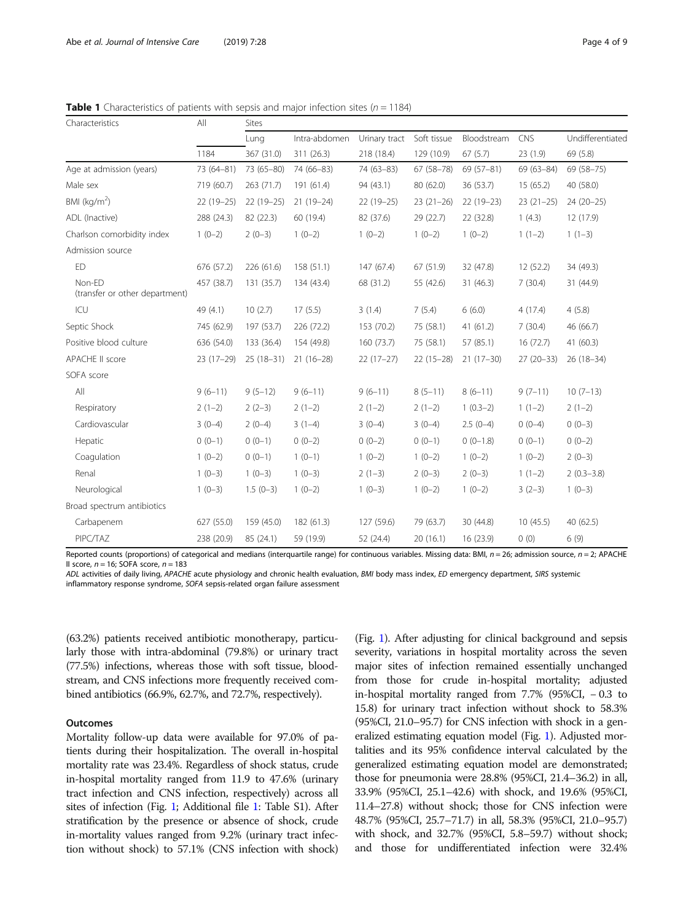**Table 1** Characteristics of patients with sepsis and major infection sites (n = 1184)

| Characteristics | All | Sites | | | | | | |
|---|---|---|---|---|---|---|---|---|
| | | Lung | Intra-abdomen | Urinary tract | Soft tissue | Bloodstream | CNS | Undifferentiated |
| | 1184 | 367 (31.0) | 311 (26.3) | 218 (18.4) | 129 (10.9) | 67 (5.7) | 23 (1.9) | 69 (5.8) |
| Age at admission (years) | 73 (64–81) | 73 (65–80) | 74 (66–83) | 74 (63–83) | 67 (58–78) | 69 (57–81) | 69 (63–84) | 69 (58–75) |
| Male sex | 719 (60.7) | 263 (71.7) | 191 (61.4) | 94 (43.1) | 80 (62.0) | 36 (53.7) | 15 (65.2) | 40 (58.0) |
| BMI (kg/m$^2$) | 22 (19–25) | 22 (19–25) | 21 (19–24) | 22 (19–25) | 23 (21–26) | 22 (19–23) | 23 (21–25) | 24 (20–25) |
| ADL (Inactive) | 288 (24.3) | 82 (22.3) | 60 (19.4) | 82 (37.6) | 29 (22.7) | 22 (32.8) | 1 (4.3) | 12 (17.9) |
| Charlson comorbidity index | 1 (0–2) | 2 (0–3) | 1 (0–2) | 1 (0–2) | 1 (0–2) | 1 (0–2) | 1 (1–2) | 1 (1–3) |
| Admission source | | | | | | | | |
| ED | 676 (57.2) | 226 (61.6) | 158 (51.1) | 147 (67.4) | 67 (51.9) | 32 (47.8) | 12 (52.2) | 34 (49.3) |
| Non-ED (transfer or other department) | 457 (38.7) | 131 (35.7) | 134 (43.4) | 68 (31.2) | 55 (42.6) | 31 (46.3) | 7 (30.4) | 31 (44.9) |
| ICU | 49 (4.1) | 10 (2.7) | 17 (5.5) | 3 (1.4) | 7 (5.4) | 6 (6.0) | 4 (17.4) | 4 (5.8) |
| Septic Shock | 745 (62.9) | 197 (53.7) | 226 (72.2) | 153 (70.2) | 75 (58.1) | 41 (61.2) | 7 (30.4) | 46 (66.7) |
| Positive blood culture | 636 (54.0) | 133 (36.4) | 154 (49.8) | 160 (73.7) | 75 (58.1) | 57 (85.1) | 16 (72.7) | 41 (60.3) |
| APACHE II score | 23 (17–29) | 25 (18–31) | 21 (16–28) | 22 (17–27) | 22 (15–28) | 21 (17–30) | 27 (20–33) | 26 (18–34) |
| SOFA score | | | | | | | | |
| All | 9 (6–11) | 9 (5–12) | 9 (6–11) | 9 (6–11) | 8 (5–11) | 8 (6–11) | 9 (7–11) | 10 (7–13) |
| Respiratory | 2 (1–2) | 2 (2–3) | 2 (1–2) | 2 (1–2) | 2 (1–2) | 1 (0.3–2) | 1 (1–2) | 2 (1–2) |
| Cardiovascular | 3 (0–4) | 2 (0–4) | 3 (1–4) | 3 (0–4) | 3 (0–4) | 2.5 (0–4) | 0 (0–4) | 0 (0–3) |
| Hepatic | 0 (0–1) | 0 (0–1) | 0 (0–2) | 0 (0–2) | 0 (0–1) | 0 (0–1.8) | 0 (0–1) | 0 (0–2) |
| Coagulation | 1 (0–2) | 0 (0–1) | 1 (0–1) | 1 (0–2) | 1 (0–2) | 1 (0–2) | 1 (0–2) | 2 (0–3) |
| Renal | 1 (0–3) | 1 (0–3) | 1 (0–3) | 2 (1–3) | 2 (0–3) | 2 (0–3) | 1 (1–2) | 2 (0.3–3.8) |
| Neurological | 1 (0–3) | 1.5 (0–3) | 1 (0–2) | 1 (0–3) | 1 (0–2) | 1 (0–2) | 3 (2–3) | 1 (0–3) |
| Broad spectrum antibiotics | | | | | | | | |
| Carbapenem | 627 (55.0) | 159 (45.0) | 182 (61.3) | 127 (59.6) | 79 (63.7) | 30 (44.8) | 10 (45.5) | 40 (62.5) |
| PIPC/TAZ | 238 (20.9) | 85 (24.1) | 59 (19.9) | 52 (24.4) | 20 (16.1) | 16 (23.9) | 0 (0) | 6 (9) |

Reported counts (proportions) of categorical and medians (interquartile range) for continuous variables. Missing data: BMI, n = 26; admission source, n = 2; APACHE II score, n = 16; SOFA score, n = 183

*ADL* activities of daily living, *APACHE* acute physiology and chronic health evaluation, *BMI* body mass index, *ED* emergency department, *SIRS* systemic inflammatory response syndrome, *SOFA* sepsis-related organ failure assessment

(63.2%) patients received antibiotic monotherapy, particularly those with intra-abdominal (79.8%) or urinary tract (77.5%) infections, whereas those with soft tissue, bloodstream, and CNS infections more frequently received combined antibiotics (66.9%, 62.7%, and 72.7%, respectively).

## Outcomes

Mortality follow-up data were available for 97.0% of patients during their hospitalization. The overall in-hospital mortality rate was 23.4%. Regardless of shock status, crude in-hospital mortality ranged from 11.9 to 47.6% (urinary tract infection and CNS infection, respectively) across all sites of infection (Fig. 1; Additional file 1: Table S1). After stratification by the presence or absence of shock, crude in-mortality values ranged from 9.2% (urinary tract infection without shock) to 57.1% (CNS infection with shock) (Fig. 1). After adjusting for clinical background and sepsis severity, variations in hospital mortality across the seven major sites of infection remained essentially unchanged from those for crude in-hospital mortality; adjusted in-hospital mortality ranged from 7.7% (95%CI, − 0.3 to 15.8) for urinary tract infection without shock to 58.3% (95%CI, 21.0–95.7) for CNS infection with shock in a generalized estimating equation model (Fig. 1). Adjusted mortalities and its 95% confidence interval calculated by the generalized estimating equation model are demonstrated; those for pneumonia were 28.8% (95%CI, 21.4–36.2) in all, 33.9% (95%CI, 25.1–42.6) with shock, and 19.6% (95%CI, 11.4–27.8) without shock; those for CNS infection were 48.7% (95%CI, 25.7–71.7) in all, 58.3% (95%CI, 21.0–95.7) with shock, and 32.7% (95%CI, 5.8–59.7) without shock; and those for undifferentiated infection were 32.4%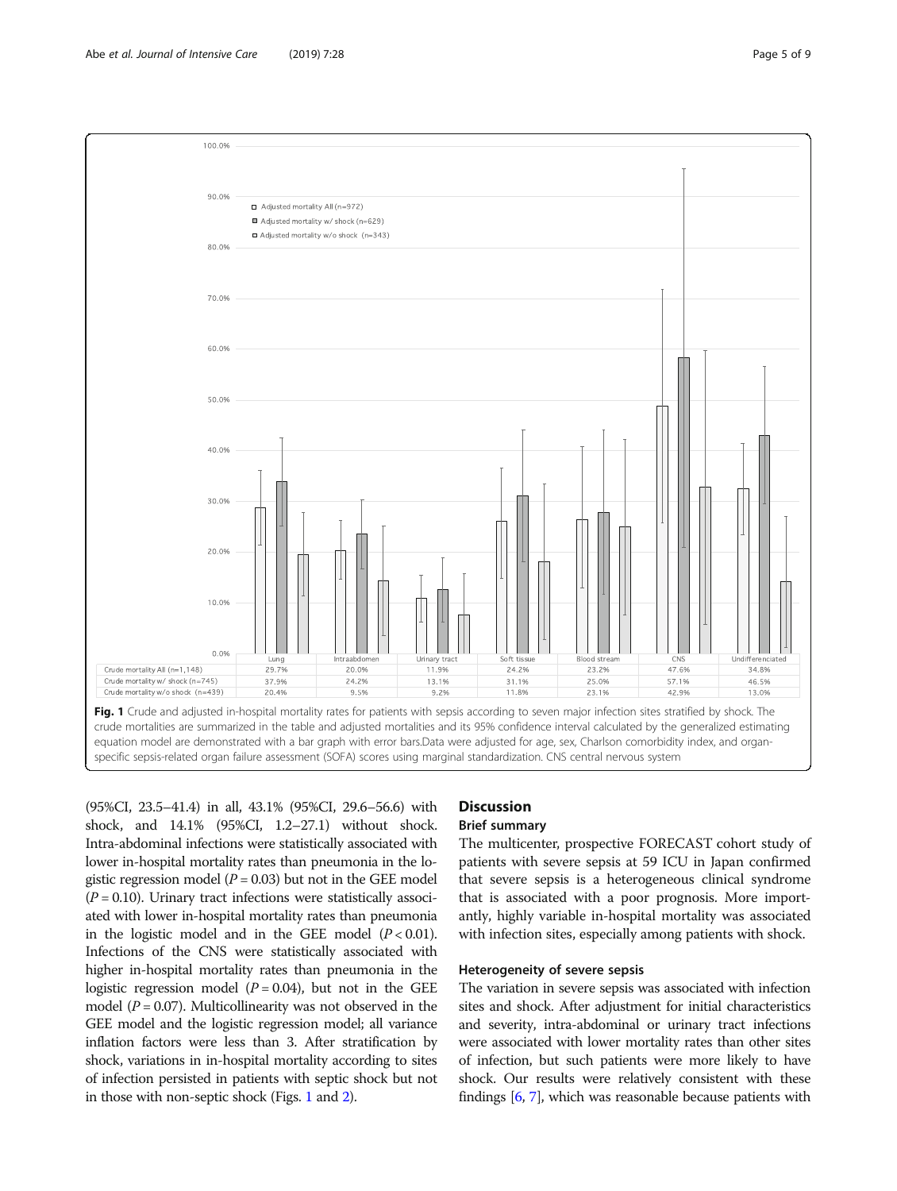| | Lung | Intraabdomen | Urinary tract | Soft tissue | Blood stream | CNS | Undifferenciated |
|---|---|---|---|---|---|---|---|
| Crude mortality All (n=1,148) | 29.7% | 20.0% | 11.9% | 24.2% | 23.2% | 47.6% | 34.8% |
| Crude mortality w/ shock (n=745) | 37.9% | 24.2% | 13.1% | 31.1% | 25.0% | 57.1% | 46.5% |
| Crude mortality w/o shock (n=439) | 20.4% | 9.5% | 9.2% | 11.8% | 23.1% | 42.9% | 13.0% |

**Fig. 1** Crude and adjusted in-hospital mortality rates for patients with sepsis according to seven major infection sites stratified by shock. The crude mortalities are summarized in the table and adjusted mortalities and its 95% confidence interval calculated by the generalized estimating equation model are demonstrated with a bar graph with error bars.Data were adjusted for age, sex, Charlson comorbidity index, and organ-specific sepsis-related organ failure assessment (SOFA) scores using marginal standardization. CNS central nervous system

(95%CI, 23.5–41.4) in all, 43.1% (95%CI, 29.6–56.6) with shock, and 14.1% (95%CI, 1.2–27.1) without shock. Intra-abdominal infections were statistically associated with lower in-hospital mortality rates than pneumonia in the logistic regression model ($P = 0.03$) but not in the GEE model ($P = 0.10$). Urinary tract infections were statistically associated with lower in-hospital mortality rates than pneumonia in the logistic model and in the GEE model ($P < 0.01$). Infections of the CNS were statistically associated with higher in-hospital mortality rates than pneumonia in the logistic regression model ($P = 0.04$), but not in the GEE model ($P = 0.07$). Multicollinearity was not observed in the GEE model and the logistic regression model; all variance inflation factors were less than 3. After stratification by shock, variations in in-hospital mortality according to sites of infection persisted in patients with septic shock but not in those with non-septic shock (Figs. 1 and 2).

## Discussion

### Brief summary

The multicenter, prospective FORECAST cohort study of patients with severe sepsis at 59 ICU in Japan confirmed that severe sepsis is a heterogeneous clinical syndrome that is associated with a poor prognosis. More importantly, highly variable in-hospital mortality was associated with infection sites, especially among patients with shock.

### Heterogeneity of severe sepsis

The variation in severe sepsis was associated with infection sites and shock. After adjustment for initial characteristics and severity, intra-abdominal or urinary tract infections were associated with lower mortality rates than other sites of infection, but such patients were more likely to have shock. Our results were relatively consistent with these findings [6, 7], which was reasonable because patients with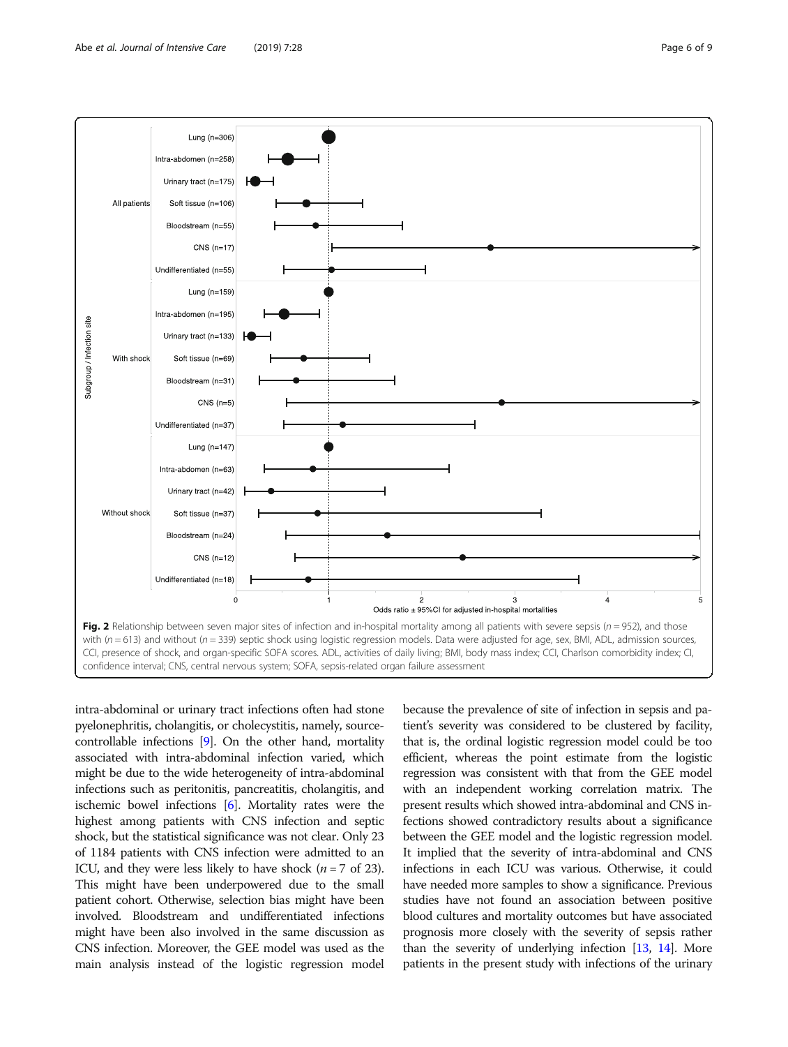Fig. 2 Relationship between seven major sites of infection and in-hospital mortality among all patients with severe sepsis ($n = 952$), and those with ($n = 613$) and without ($n = 339$) septic shock using logistic regression models. Data were adjusted for age, sex, BMI, ADL, admission sources, CCI, presence of shock, and organ-specific SOFA scores. ADL, activities of daily living; BMI, body mass index; CCI, Charlson comorbidity index; CI, confidence interval; CNS, central nervous system; SOFA, sepsis-related organ failure assessment

intra-abdominal or urinary tract infections often had stone pyelonephritis, cholangitis, or cholecystitis, namely, source-controllable infections [9]. On the other hand, mortality associated with intra-abdominal infection varied, which might be due to the wide heterogeneity of intra-abdominal infections such as peritonitis, pancreatitis, cholangitis, and ischemic bowel infections [6]. Mortality rates were the highest among patients with CNS infection and septic shock, but the statistical significance was not clear. Only 23 of 1184 patients with CNS infection were admitted to an ICU, and they were less likely to have shock ($n = 7$ of 23). This might have been underpowered due to the small patient cohort. Otherwise, selection bias might have been involved. Bloodstream and undifferentiated infections might have been also involved in the same discussion as CNS infection. Moreover, the GEE model was used as the main analysis instead of the logistic regression model because the prevalence of site of infection in sepsis and patient's severity was considered to be clustered by facility, that is, the ordinal logistic regression model could be too efficient, whereas the point estimate from the logistic regression was consistent with that from the GEE model with an independent working correlation matrix. The present results which showed intra-abdominal and CNS infections showed contradictory results about a significance between the GEE model and the logistic regression model. It implied that the severity of intra-abdominal and CNS infections in each ICU was various. Otherwise, it could have needed more samples to show a significance. Previous studies have not found an association between positive blood cultures and mortality outcomes but have associated prognosis more closely with the severity of sepsis rather than the severity of underlying infection [13, 14]. More patients in the present study with infections of the urinary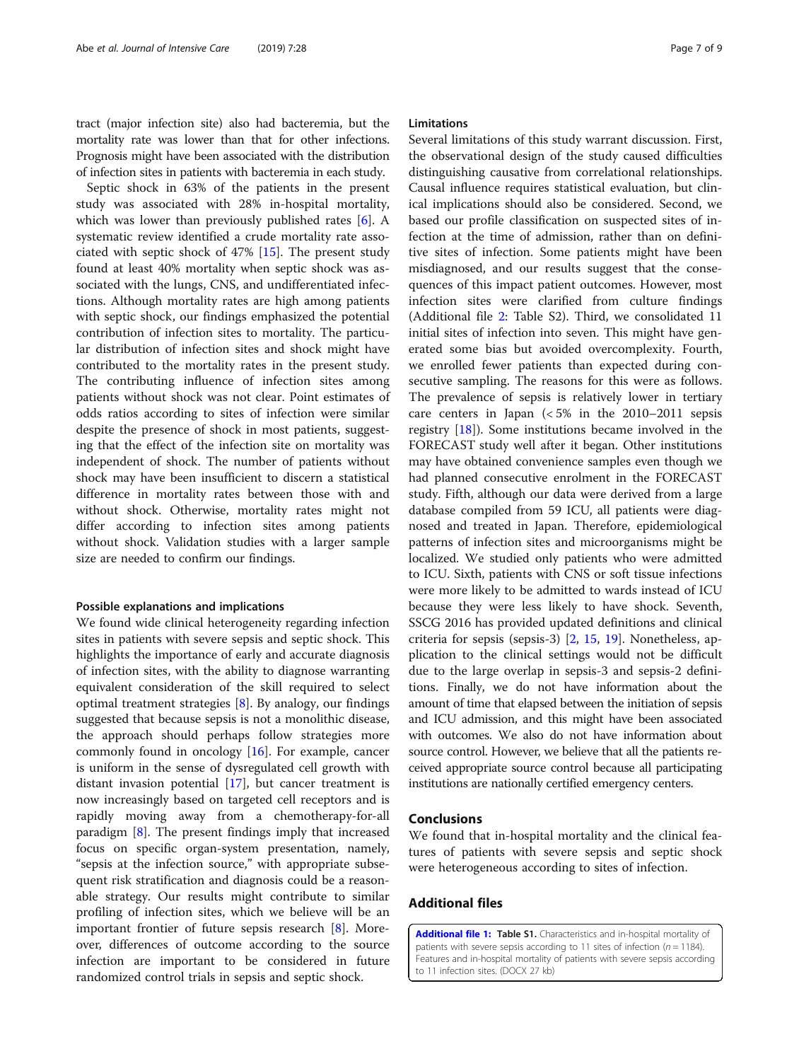tract (major infection site) also had bacteremia, but the mortality rate was lower than that for other infections. Prognosis might have been associated with the distribution of infection sites in patients with bacteremia in each study.

Septic shock in 63% of the patients in the present study was associated with 28% in-hospital mortality, which was lower than previously published rates [6]. A systematic review identified a crude mortality rate associated with septic shock of 47% [15]. The present study found at least 40% mortality when septic shock was associated with the lungs, CNS, and undifferentiated infections. Although mortality rates are high among patients with septic shock, our findings emphasized the potential contribution of infection sites to mortality. The particular distribution of infection sites and shock might have contributed to the mortality rates in the present study. The contributing influence of infection sites among patients without shock was not clear. Point estimates of odds ratios according to sites of infection were similar despite the presence of shock in most patients, suggesting that the effect of the infection site on mortality was independent of shock. The number of patients without shock may have been insufficient to discern a statistical difference in mortality rates between those with and without shock. Otherwise, mortality rates might not differ according to infection sites among patients without shock. Validation studies with a larger sample size are needed to confirm our findings.

### Possible explanations and implications

We found wide clinical heterogeneity regarding infection sites in patients with severe sepsis and septic shock. This highlights the importance of early and accurate diagnosis of infection sites, with the ability to diagnose warranting equivalent consideration of the skill required to select optimal treatment strategies [8]. By analogy, our findings suggested that because sepsis is not a monolithic disease, the approach should perhaps follow strategies more commonly found in oncology [16]. For example, cancer is uniform in the sense of dysregulated cell growth with distant invasion potential [17], but cancer treatment is now increasingly based on targeted cell receptors and is rapidly moving away from a chemotherapy-for-all paradigm [8]. The present findings imply that increased focus on specific organ-system presentation, namely, "sepsis at the infection source," with appropriate subsequent risk stratification and diagnosis could be a reasonable strategy. Our results might contribute to similar profiling of infection sites, which we believe will be an important frontier of future sepsis research [8]. Moreover, differences of outcome according to the source infection are important to be considered in future randomized control trials in sepsis and septic shock.

### Limitations

Several limitations of this study warrant discussion. First, the observational design of the study caused difficulties distinguishing causative from correlational relationships. Causal influence requires statistical evaluation, but clinical implications should also be considered. Second, we based our profile classification on suspected sites of infection at the time of admission, rather than on definitive sites of infection. Some patients might have been misdiagnosed, and our results suggest that the consequences of this impact patient outcomes. However, most infection sites were clarified from culture findings (Additional file 2: Table S2). Third, we consolidated 11 initial sites of infection into seven. This might have generated some bias but avoided overcomplexity. Fourth, we enrolled fewer patients than expected during consecutive sampling. The reasons for this were as follows. The prevalence of sepsis is relatively lower in tertiary care centers in Japan (< 5% in the 2010–2011 sepsis registry [18]). Some institutions became involved in the FORECAST study well after it began. Other institutions may have obtained convenience samples even though we had planned consecutive enrolment in the FORECAST study. Fifth, although our data were derived from a large database compiled from 59 ICU, all patients were diagnosed and treated in Japan. Therefore, epidemiological patterns of infection sites and microorganisms might be localized. We studied only patients who were admitted to ICU. Sixth, patients with CNS or soft tissue infections were more likely to be admitted to wards instead of ICU because they were less likely to have shock. Seventh, SSCG 2016 has provided updated definitions and clinical criteria for sepsis (sepsis-3) [2, 15, 19]. Nonetheless, application to the clinical settings would not be difficult due to the large overlap in sepsis-3 and sepsis-2 definitions. Finally, we do not have information about the amount of time that elapsed between the initiation of sepsis and ICU admission, and this might have been associated with outcomes. We also do not have information about source control. However, we believe that all the patients received appropriate source control because all participating institutions are nationally certified emergency centers.

## Conclusions

We found that in-hospital mortality and the clinical features of patients with severe sepsis and septic shock were heterogeneous according to sites of infection.

## Additional files

**Additional file 1: Table S1.** Characteristics and in-hospital mortality of patients with severe sepsis according to 11 sites of infection ($n$ = 1184). Features and in-hospital mortality of patients with severe sepsis according to 11 infection sites. (DOCX 27 kb)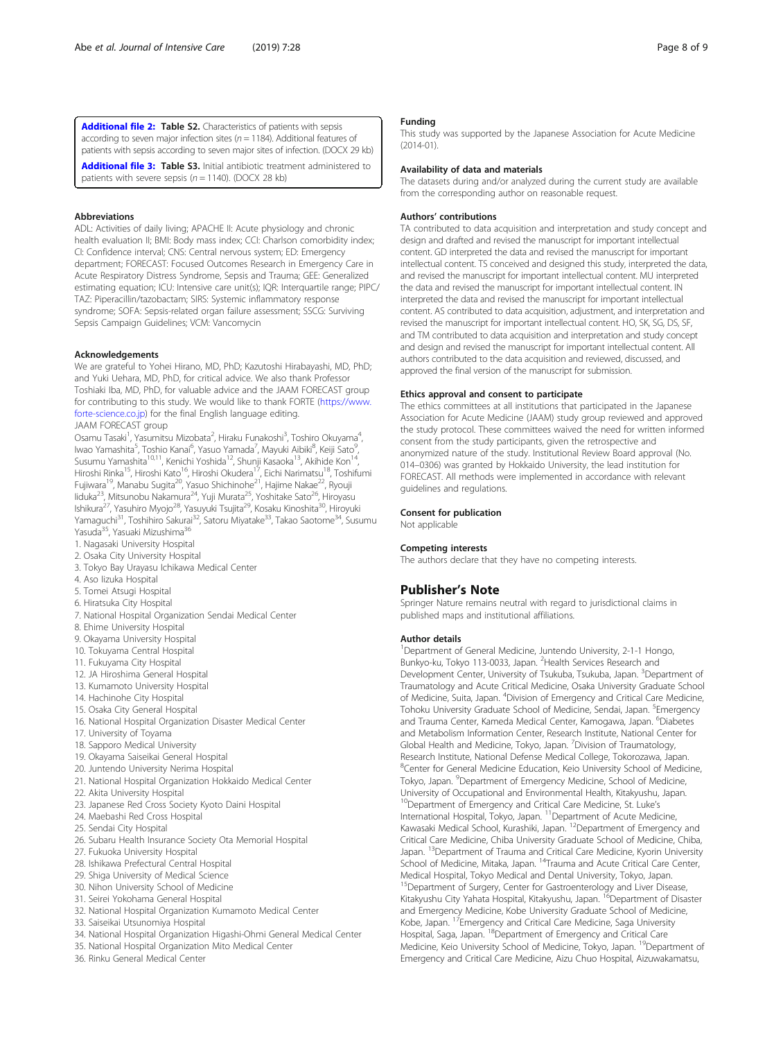**Additional file 2:** **Table S2.** Characteristics of patients with sepsis according to seven major infection sites (n = 1184). Additional features of patients with sepsis according to seven major sites of infection. (DOCX 29 kb)

**Additional file 3:** **Table S3.** Initial antibiotic treatment administered to patients with severe sepsis (n = 1140). (DOCX 28 kb)

### Abbreviations

ADL: Activities of daily living; APACHE II: Acute physiology and chronic health evaluation II; BMI: Body mass index; CCI: Charlson comorbidity index; CI: Confidence interval; CNS: Central nervous system; ED: Emergency department; FORECAST: Focused Outcomes Research in Emergency Care in Acute Respiratory Distress Syndrome, Sepsis and Trauma; GEE: Generalized estimating equation; ICU: Intensive care unit(s); IQR: Interquartile range; PIPC/TAZ: Piperacillin/tazobactam; SIRS: Systemic inflammatory response syndrome; SOFA: Sepsis-related organ failure assessment; SSCG: Surviving Sepsis Campaign Guidelines; VCM: Vancomycin

### Acknowledgements

We are grateful to Yohei Hirano, MD, PhD; Kazutoshi Hirabayashi, MD, PhD; and Yuki Uehara, MD, PhD, for critical advice. We also thank Professor Toshiaki Iba, MD, PhD, for valuable advice and the JAAM FORECAST group for contributing to this study. We would like to thank FORTE (https://www.forte-science.co.jp) for the final English language editing.

JAAM FORECAST group

Osamu Tasaki[1], Yasumitsu Mizobata[2], Hiraku Funakoshi[3], Toshiro Okuyama[4], Iwao Yamashita[5], Toshio Kanai[6], Yasuo Yamada[7], Mayuki Aibiki[8], Keiji Sato[9], Susumu Yamashita[10,11], Kenichi Yoshida[12], Shunji Kasaoka[13], Akihide Kon[14], Hiroshi Rinka[15], Hiroshi Kato[16], Hiroshi Okudera[17], Eichi Narimatsu[18], Toshifumi Fujiwara[19], Manabu Sugita[20], Yasuo Shichinohe[21], Hajime Nakae[22], Ryouji Iiduka[23], Mitsunobu Nakamura[24], Yuji Murata[25], Yoshitake Sato[26], Hiroyasu Ishikura[27], Yasuhiro Myojo[28], Yasuyuki Tsujita[29], Kosaku Kinoshita[30], Hiroyuki Yamaguchi[31], Toshihiro Sakurai[32], Satoru Miyatake[33], Takao Saotome[34], Susumu Yasuda[35], Yasuaki Mizushima[36]

1. Nagasaki University Hospital
2. Osaka City University Hospital
3. Tokyo Bay Urayasu Ichikawa Medical Center
4. Aso Iizuka Hospital
5. Tomei Atsugi Hospital
6. Hiratsuka City Hospital
7. National Hospital Organization Sendai Medical Center
8. Ehime University Hospital
9. Okayama University Hospital
10. Tokuyama Central Hospital
11. Fukuyama City Hospital
12. JA Hiroshima General Hospital
13. Kumamoto University Hospital
14. Hachinohe City Hospital
15. Osaka City General Hospital
16. National Hospital Organization Disaster Medical Center
17. University of Toyama
18. Sapporo Medical University
19. Okayama Saiseikai General Hospital
20. Juntendo University Nerima Hospital
21. National Hospital Organization Hokkaido Medical Center
22. Akita University Hospital
23. Japanese Red Cross Society Kyoto Daini Hospital
24. Maebashi Red Cross Hospital
25. Sendai City Hospital
26. Subaru Health Insurance Society Ota Memorial Hospital
27. Fukuoka University Hospital
28. Ishikawa Prefectural Central Hospital
29. Shiga University of Medical Science
30. Nihon University School of Medicine
31. Seirei Yokohama General Hospital
32. National Hospital Organization Kumamoto Medical Center
33. Saiseikai Utsunomiya Hospital
34. National Hospital Organization Higashi-Ohmi General Medical Center
35. National Hospital Organization Mito Medical Center
36. Rinku General Medical Center

### Funding

This study was supported by the Japanese Association for Acute Medicine (2014-01).

### Availability of data and materials

The datasets during and/or analyzed during the current study are available from the corresponding author on reasonable request.

### Authors' contributions

TA contributed to data acquisition and interpretation and study concept and design and drafted and revised the manuscript for important intellectual content. GD interpreted the data and revised the manuscript for important intellectual content. TS conceived and designed this study, interpreted the data, and revised the manuscript for important intellectual content. MU interpreted the data and revised the manuscript for important intellectual content. IN interpreted the data and revised the manuscript for important intellectual content. AS contributed to data acquisition, adjustment, and interpretation and revised the manuscript for important intellectual content. HO, SK, SG, DS, SF, and TM contributed to data acquisition and interpretation and study concept and design and revised the manuscript for important intellectual content. All authors contributed to the data acquisition and reviewed, discussed, and approved the final version of the manuscript for submission.

### Ethics approval and consent to participate

The ethics committees at all institutions that participated in the Japanese Association for Acute Medicine (JAAM) study group reviewed and approved the study protocol. These committees waived the need for written informed consent from the study participants, given the retrospective and anonymized nature of the study. Institutional Review Board approval (No. 014–0306) was granted by Hokkaido University, the lead institution for FORECAST. All methods were implemented in accordance with relevant guidelines and regulations.

### Consent for publication

Not applicable

### Competing interests

The authors declare that they have no competing interests.

## Publisher's Note

Springer Nature remains neutral with regard to jurisdictional claims in published maps and institutional affiliations.

### Author details

[1]Department of General Medicine, Juntendo University, 2-1-1 Hongo, Bunkyo-ku, Tokyo 113-0033, Japan. [2]Health Services Research and Development Center, University of Tsukuba, Tsukuba, Japan. [3]Department of Traumatology and Acute Critical Medicine, Osaka University Graduate School of Medicine, Suita, Japan. [4]Division of Emergency and Critical Care Medicine, Tohoku University Graduate School of Medicine, Sendai, Japan. [5]Emergency and Trauma Center, Kameda Medical Center, Kamogawa, Japan. [6]Diabetes and Metabolism Information Center, Research Institute, National Center for Global Health and Medicine, Tokyo, Japan. [7]Division of Traumatology, Research Institute, National Defense Medical College, Tokorozawa, Japan. [8]Center for General Medicine Education, Keio University School of Medicine, Tokyo, Japan. [9]Department of Emergency Medicine, School of Medicine, University of Occupational and Environmental Health, Kitakyushu, Japan. [10]Department of Emergency and Critical Care Medicine, St. Luke's International Hospital, Tokyo, Japan. [11]Department of Acute Medicine, Kawasaki Medical School, Kurashiki, Japan. [12]Department of Emergency and Critical Care Medicine, Chiba University Graduate School of Medicine, Chiba, Japan. [13]Department of Trauma and Critical Care Medicine, Kyorin University School of Medicine, Mitaka, Japan. [14]Trauma and Acute Critical Care Center, Medical Hospital, Tokyo Medical and Dental University, Tokyo, Japan. [15]Department of Surgery, Center for Gastroenterology and Liver Disease, Kitakyushu City Yahata Hospital, Kitakyushu, Japan. [16]Department of Disaster and Emergency Medicine, Kobe University Graduate School of Medicine, Kobe, Japan. [17]Emergency and Critical Care Medicine, Saga University Hospital, Saga, Japan. [18]Department of Emergency and Critical Care Medicine, Keio University School of Medicine, Tokyo, Japan. [19]Department of Emergency and Critical Care Medicine, Aizu Chuo Hospital, Aizuwakamatsu,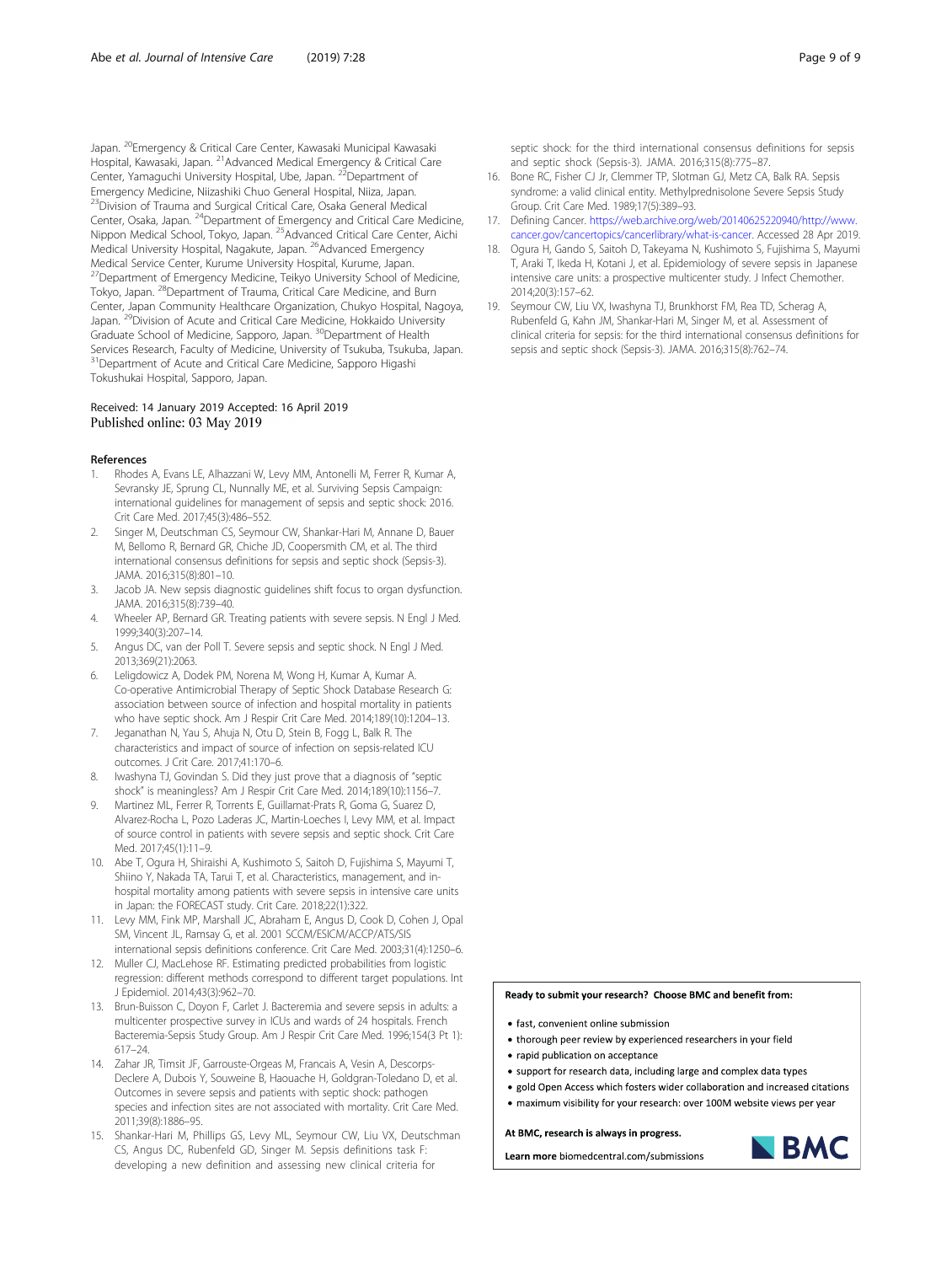Japan. [20]Emergency & Critical Care Center, Kawasaki Municipal Kawasaki Hospital, Kawasaki, Japan. [21]Advanced Medical Emergency & Critical Care Center, Yamaguchi University Hospital, Ube, Japan. [22]Department of Emergency Medicine, Niizashiki Chuo General Hospital, Niiza, Japan. [23]Division of Trauma and Surgical Critical Care, Osaka General Medical Center, Osaka, Japan. [24]Department of Emergency and Critical Care Medicine, Nippon Medical School, Tokyo, Japan. [25]Advanced Critical Care Center, Aichi Medical University Hospital, Nagakute, Japan. [26]Advanced Emergency Medical Service Center, Kurume University Hospital, Kurume, Japan. [27]Department of Emergency Medicine, Teikyo University School of Medicine, Tokyo, Japan. [28]Department of Trauma, Critical Care Medicine, and Burn Center, Japan Community Healthcare Organization, Chukyo Hospital, Nagoya, Japan. [29]Division of Acute and Critical Care Medicine, Hokkaido University Graduate School of Medicine, Sapporo, Japan. [30]Department of Health Services Research, Faculty of Medicine, University of Tsukuba, Tsukuba, Japan. [31]Department of Acute and Critical Care Medicine, Sapporo Higashi Tokushukai Hospital, Sapporo, Japan.

Received: 14 January 2019 Accepted: 16 April 2019
Published online: 03 May 2019

## References

1. Rhodes A, Evans LE, Alhazzani W, Levy MM, Antonelli M, Ferrer R, Kumar A, Sevransky JE, Sprung CL, Nunnally ME, et al. Surviving Sepsis Campaign: international guidelines for management of sepsis and septic shock: 2016. Crit Care Med. 2017;45(3):486–552.
2. Singer M, Deutschman CS, Seymour CW, Shankar-Hari M, Annane D, Bauer M, Bellomo R, Bernard GR, Chiche JD, Coopersmith CM, et al. The third international consensus definitions for sepsis and septic shock (Sepsis-3). JAMA. 2016;315(8):801–10.
3. Jacob JA. New sepsis diagnostic guidelines shift focus to organ dysfunction. JAMA. 2016;315(8):739–40.
4. Wheeler AP, Bernard GR. Treating patients with severe sepsis. N Engl J Med. 1999;340(3):207–14.
5. Angus DC, van der Poll T. Severe sepsis and septic shock. N Engl J Med. 2013;369(21):2063.
6. Leligdowicz A, Dodek PM, Norena M, Wong H, Kumar A, Kumar A. Co-operative Antimicrobial Therapy of Septic Shock Database Research G: association between source of infection and hospital mortality in patients who have septic shock. Am J Respir Crit Care Med. 2014;189(10):1204–13.
7. Jeganathan N, Yau S, Ahuja N, Otu D, Stein B, Fogg L, Balk R. The characteristics and impact of source of infection on sepsis-related ICU outcomes. J Crit Care. 2017;41:170–6.
8. Iwashyna TJ, Govindan S. Did they just prove that a diagnosis of "septic shock" is meaningless? Am J Respir Crit Care Med. 2014;189(10):1156–7.
9. Martinez ML, Ferrer R, Torrents E, Guillamat-Prats R, Goma G, Suarez D, Alvarez-Rocha L, Pozo Laderas JC, Martin-Loeches I, Levy MM, et al. Impact of source control in patients with severe sepsis and septic shock. Crit Care Med. 2017;45(1):11–9.
10. Abe T, Ogura H, Shiraishi A, Kushimoto S, Saitoh D, Fujishima S, Mayumi T, Shiino Y, Nakada TA, Tarui T, et al. Characteristics, management, and in-hospital mortality among patients with severe sepsis in intensive care units in Japan: the FORECAST study. Crit Care. 2018;22(1):322.
11. Levy MM, Fink MP, Marshall JC, Abraham E, Angus D, Cook D, Cohen J, Opal SM, Vincent JL, Ramsay G, et al. 2001 SCCM/ESICM/ACCP/ATS/SIS international sepsis definitions conference. Crit Care Med. 2003;31(4):1250–6.
12. Muller CJ, MacLehose RF. Estimating predicted probabilities from logistic regression: different methods correspond to different target populations. Int J Epidemiol. 2014;43(3):962–70.
13. Brun-Buisson C, Doyon F, Carlet J. Bacteremia and severe sepsis in adults: a multicenter prospective survey in ICUs and wards of 24 hospitals. French Bacteremia-Sepsis Study Group. Am J Respir Crit Care Med. 1996;154(3 Pt 1): 617–24.
14. Zahar JR, Timsit JF, Garrouste-Orgeas M, Francais A, Vesin A, Descorps-Declere A, Dubois Y, Souweine B, Haouache H, Goldgran-Toledano D, et al. Outcomes in severe sepsis and patients with septic shock: pathogen species and infection sites are not associated with mortality. Crit Care Med. 2011;39(8):1886–95.
15. Shankar-Hari M, Phillips GS, Levy ML, Seymour CW, Liu VX, Deutschman CS, Angus DC, Rubenfeld GD, Singer M. Sepsis definitions task F: developing a new definition and assessing new clinical criteria for septic shock: for the third international consensus definitions for sepsis and septic shock (Sepsis-3). JAMA. 2016;315(8):775–87.
16. Bone RC, Fisher CJ Jr, Clemmer TP, Slotman GJ, Metz CA, Balk RA. Sepsis syndrome: a valid clinical entity. Methylprednisolone Severe Sepsis Study Group. Crit Care Med. 1989;17(5):389–93.
17. Defining Cancer. https://web.archive.org/web/20140625220940/http://www.cancer.gov/cancertopics/cancerlibrary/what-is-cancer. Accessed 28 Apr 2019.
18. Ogura H, Gando S, Saitoh D, Takeyama N, Kushimoto S, Fujishima S, Mayumi T, Araki T, Ikeda H, Kotani J, et al. Epidemiology of severe sepsis in Japanese intensive care units: a prospective multicenter study. J Infect Chemother. 2014;20(3):157–62.
19. Seymour CW, Liu VX, Iwashyna TJ, Brunkhorst FM, Rea TD, Scherag A, Rubenfeld G, Kahn JM, Shankar-Hari M, Singer M, et al. Assessment of clinical criteria for sepsis: for the third international consensus definitions for sepsis and septic shock (Sepsis-3). JAMA. 2016;315(8):762–74.

**Ready to submit your research? Choose BMC and benefit from:**

- fast, convenient online submission
- thorough peer review by experienced researchers in your field
- rapid publication on acceptance
- support for research data, including large and complex data types
- gold Open Access which fosters wider collaboration and increased citations
- maximum visibility for your research: over 100M website views per year

**At BMC, research is always in progress.**

**Learn more** biomedcentral.com/submissions

BMC